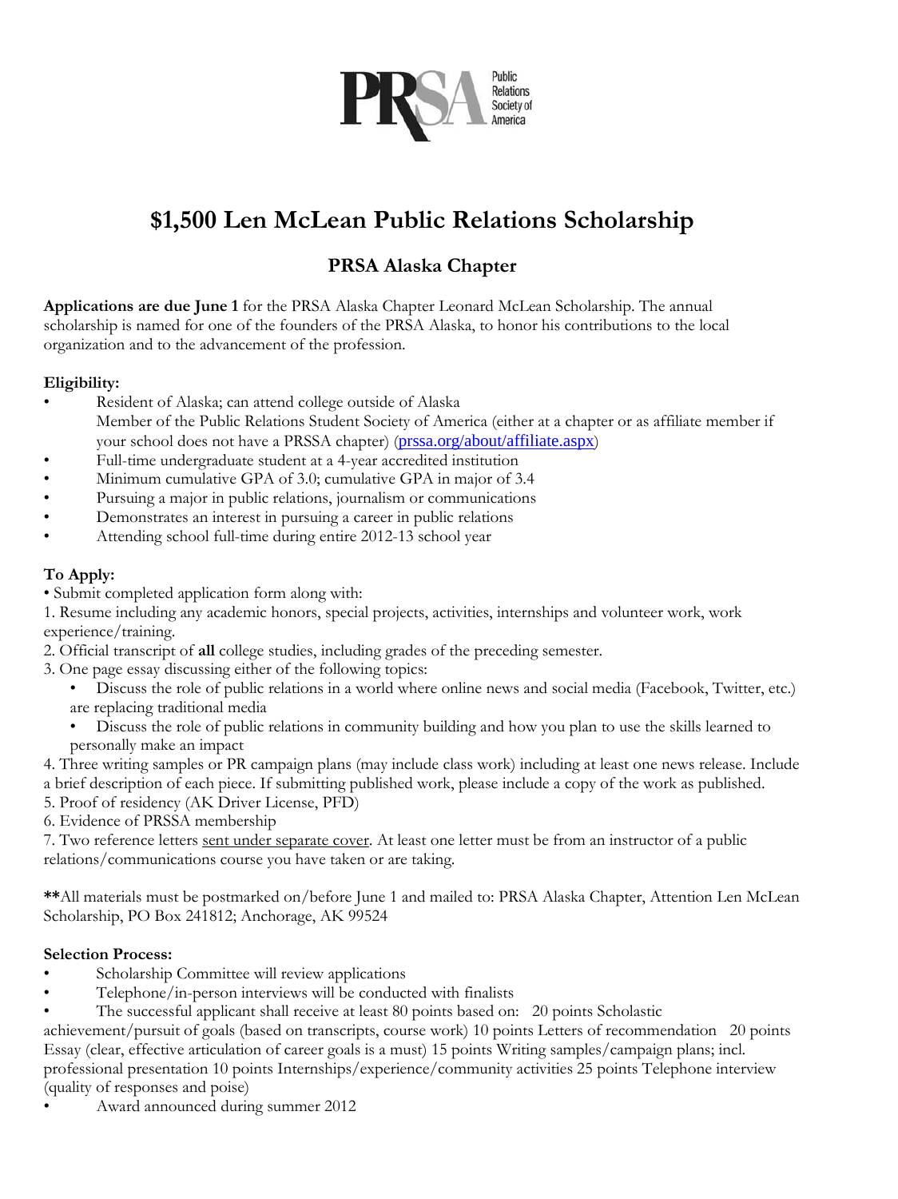PRSA Public Relations Society of America

# $1,500 Len McLean Public Relations Scholarship

## PRSA Alaska Chapter

**Applications are due June 1** for the PRSA Alaska Chapter Leonard McLean Scholarship. The annual scholarship is named for one of the founders of the PRSA Alaska, to honor his contributions to the local organization and to the advancement of the profession.

**Eligibility:**

- Resident of Alaska; can attend college outside of Alaska
  Member of the Public Relations Student Society of America (either at a chapter or as affiliate member if your school does not have a PRSSA chapter) (prssa.org/about/affiliate.aspx)
- Full-time undergraduate student at a 4-year accredited institution
- Minimum cumulative GPA of 3.0; cumulative GPA in major of 3.4
- Pursuing a major in public relations, journalism or communications
- Demonstrates an interest in pursuing a career in public relations
- Attending school full-time during entire 2012-13 school year

**To Apply:**

• Submit completed application form along with:

1. Resume including any academic honors, special projects, activities, internships and volunteer work, work experience/training.
2. Official transcript of **all** college studies, including grades of the preceding semester.
3. One page essay discussing either of the following topics:
   - Discuss the role of public relations in a world where online news and social media (Facebook, Twitter, etc.) are replacing traditional media
   - Discuss the role of public relations in community building and how you plan to use the skills learned to personally make an impact
4. Three writing samples or PR campaign plans (may include class work) including at least one news release. Include a brief description of each piece. If submitting published work, please include a copy of the work as published.
5. Proof of residency (AK Driver License, PFD)
6. Evidence of PRSSA membership
7. Two reference letters <u>sent under separate cover</u>. At least one letter must be from an instructor of a public relations/communications course you have taken or are taking.

**\*\***All materials must be postmarked on/before June 1 and mailed to: PRSA Alaska Chapter, Attention Len McLean Scholarship, PO Box 241812; Anchorage, AK 99524

**Selection Process:**

- Scholarship Committee will review applications
- Telephone/in-person interviews will be conducted with finalists
- The successful applicant shall receive at least 80 points based on: 20 points Scholastic achievement/pursuit of goals (based on transcripts, course work) 10 points Letters of recommendation 20 points Essay (clear, effective articulation of career goals is a must) 15 points Writing samples/campaign plans; incl. professional presentation 10 points Internships/experience/community activities 25 points Telephone interview (quality of responses and poise)
- Award announced during summer 2012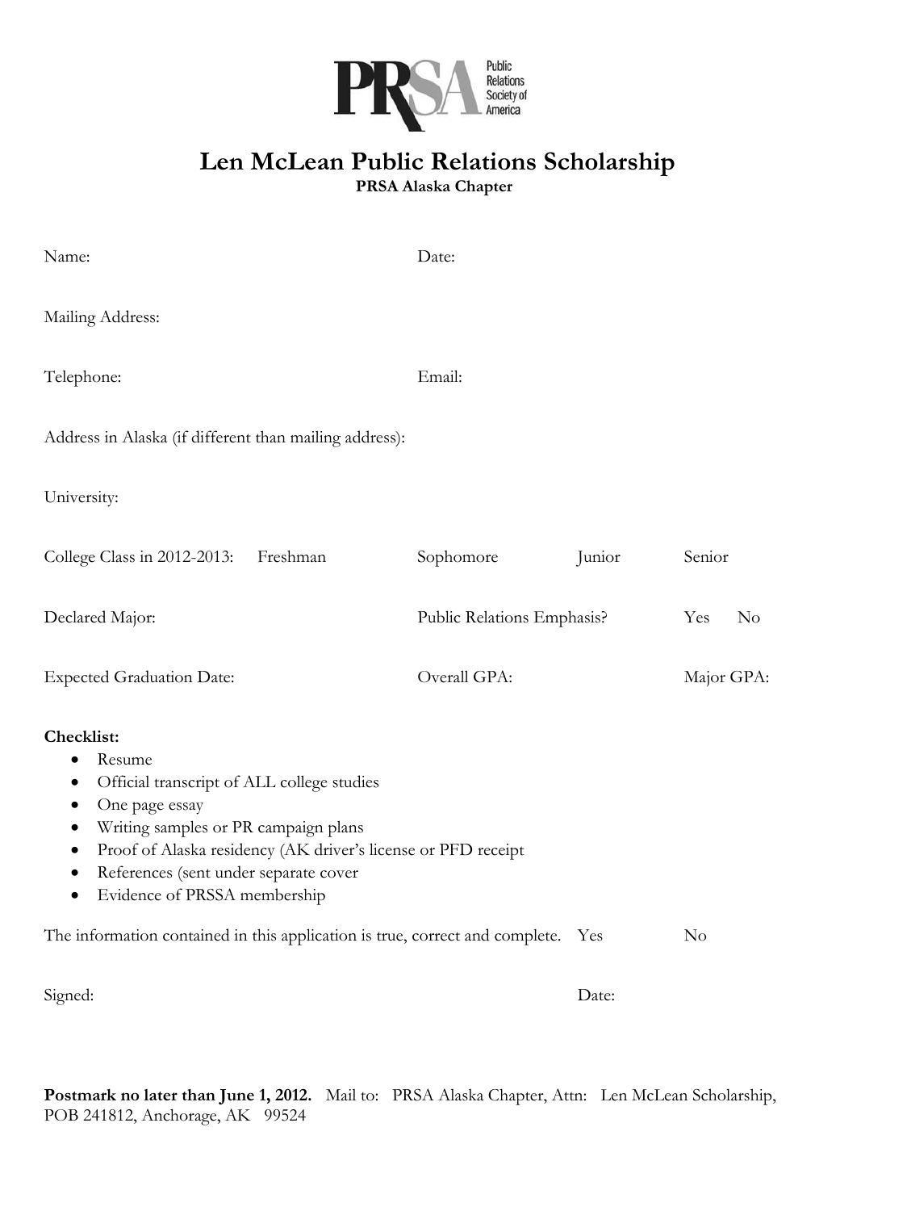Public Relations Society of America

# Len McLean Public Relations Scholarship

**PRSA Alaska Chapter**

Name: Date:

Mailing Address:

Telephone: Email:

Address in Alaska (if different than mailing address):

University:

College Class in 2012-2013: Freshman Sophomore Junior Senior

Declared Major: Public Relations Emphasis? Yes No

Expected Graduation Date: Overall GPA: Major GPA:

**Checklist:**

- Resume
- Official transcript of ALL college studies
- One page essay
- Writing samples or PR campaign plans
- Proof of Alaska residency (AK driver's license or PFD receipt
- References (sent under separate cover
- Evidence of PRSSA membership

The information contained in this application is true, correct and complete. Yes No

Signed: Date:

**Postmark no later than June 1, 2012.** Mail to: PRSA Alaska Chapter, Attn: Len McLean Scholarship, POB 241812, Anchorage, AK 99524